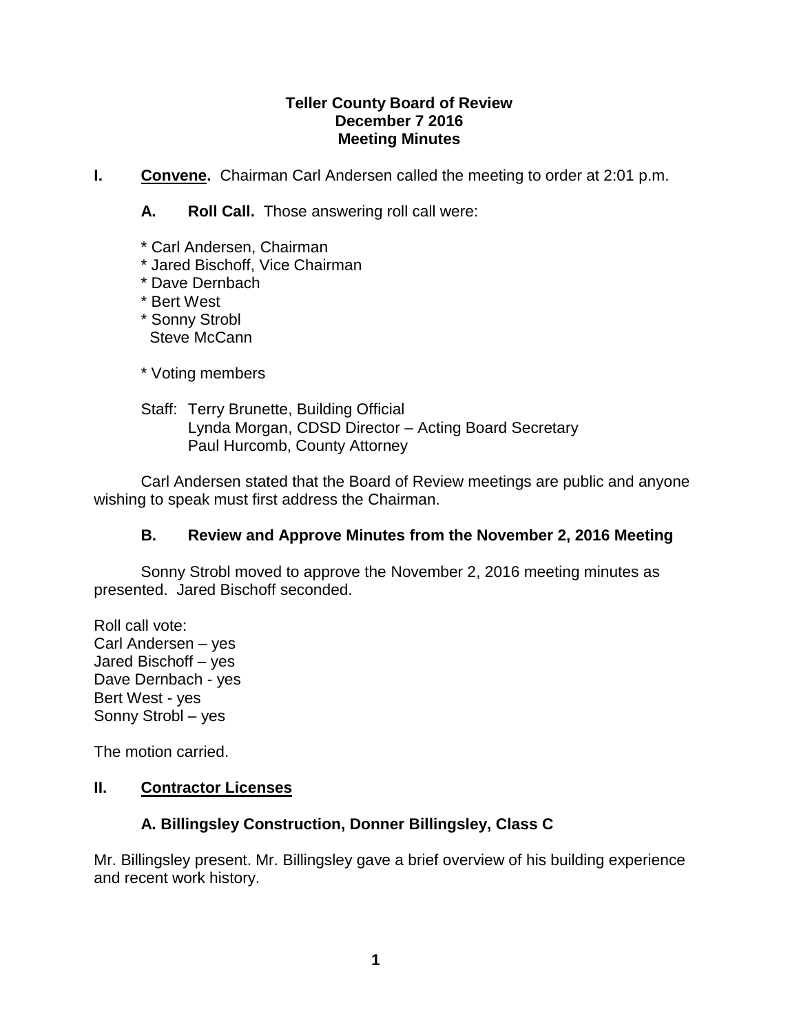# Teller County Board of Review
## December 7 2016
## Meeting Minutes

**I. Convene.** Chairman Carl Andersen called the meeting to order at 2:01 p.m.

**A. Roll Call.** Those answering roll call were:

* Carl Andersen, Chairman
* Jared Bischoff, Vice Chairman
* Dave Dernbach
* Bert West
* Sonny Strobl
  Steve McCann

* Voting members

Staff: Terry Brunette, Building Official
Lynda Morgan, CDSD Director – Acting Board Secretary
Paul Hurcomb, County Attorney

Carl Andersen stated that the Board of Review meetings are public and anyone wishing to speak must first address the Chairman.

### B. Review and Approve Minutes from the November 2, 2016 Meeting

Sonny Strobl moved to approve the November 2, 2016 meeting minutes as presented. Jared Bischoff seconded.

Roll call vote:
Carl Andersen – yes
Jared Bischoff – yes
Dave Dernbach - yes
Bert West - yes
Sonny Strobl – yes

The motion carried.

## II. Contractor Licenses

### A. Billingsley Construction, Donner Billingsley, Class C

Mr. Billingsley present. Mr. Billingsley gave a brief overview of his building experience and recent work history.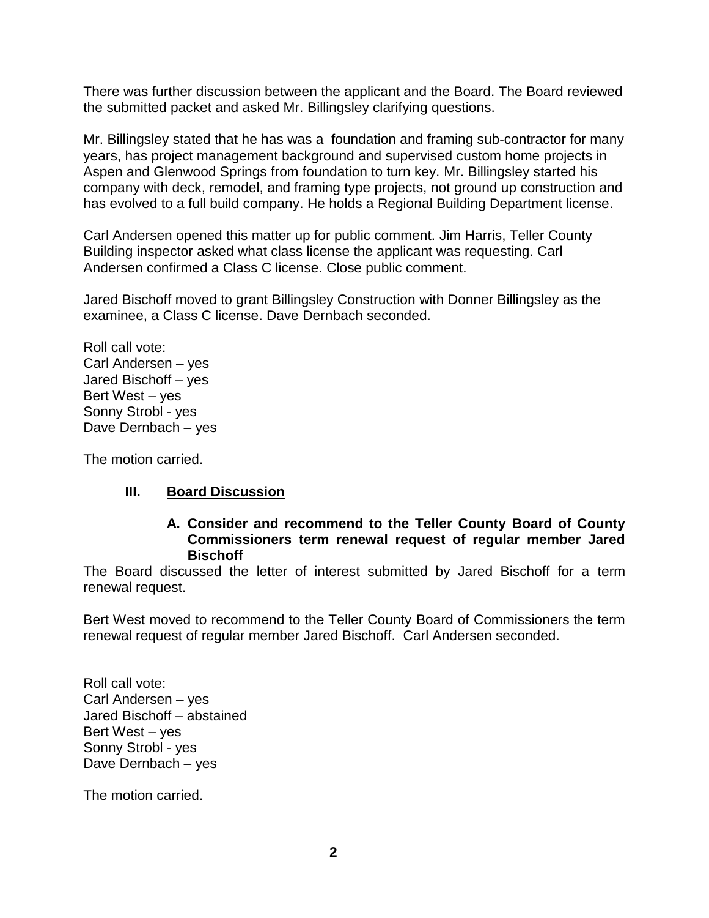There was further discussion between the applicant and the Board. The Board reviewed the submitted packet and asked Mr. Billingsley clarifying questions.

Mr. Billingsley stated that he has was a foundation and framing sub-contractor for many years, has project management background and supervised custom home projects in Aspen and Glenwood Springs from foundation to turn key. Mr. Billingsley started his company with deck, remodel, and framing type projects, not ground up construction and has evolved to a full build company. He holds a Regional Building Department license.

Carl Andersen opened this matter up for public comment. Jim Harris, Teller County Building inspector asked what class license the applicant was requesting. Carl Andersen confirmed a Class C license. Close public comment.

Jared Bischoff moved to grant Billingsley Construction with Donner Billingsley as the examinee, a Class C license. Dave Dernbach seconded.

Roll call vote:
Carl Andersen – yes
Jared Bischoff – yes
Bert West – yes
Sonny Strobl - yes
Dave Dernbach – yes

The motion carried.

## III. Board Discussion

### A. Consider and recommend to the Teller County Board of County Commissioners term renewal request of regular member Jared Bischoff

The Board discussed the letter of interest submitted by Jared Bischoff for a term renewal request.

Bert West moved to recommend to the Teller County Board of Commissioners the term renewal request of regular member Jared Bischoff. Carl Andersen seconded.

Roll call vote:
Carl Andersen – yes
Jared Bischoff – abstained
Bert West – yes
Sonny Strobl - yes
Dave Dernbach – yes

The motion carried.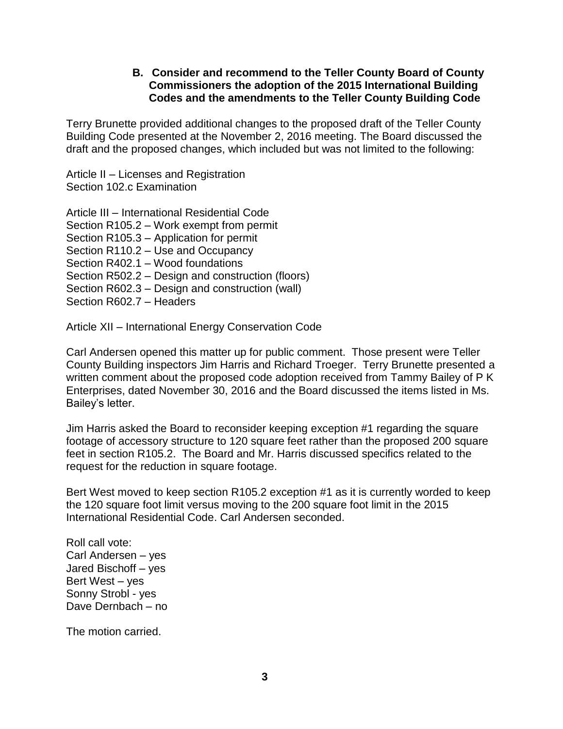**B. Consider and recommend to the Teller County Board of County Commissioners the adoption of the 2015 International Building Codes and the amendments to the Teller County Building Code**

Terry Brunette provided additional changes to the proposed draft of the Teller County Building Code presented at the November 2, 2016 meeting. The Board discussed the draft and the proposed changes, which included but was not limited to the following:

Article II – Licenses and Registration
Section 102.c Examination

Article III – International Residential Code
Section R105.2 – Work exempt from permit
Section R105.3 – Application for permit
Section R110.2 – Use and Occupancy
Section R402.1 – Wood foundations
Section R502.2 – Design and construction (floors)
Section R602.3 – Design and construction (wall)
Section R602.7 – Headers

Article XII – International Energy Conservation Code

Carl Andersen opened this matter up for public comment. Those present were Teller County Building inspectors Jim Harris and Richard Troeger. Terry Brunette presented a written comment about the proposed code adoption received from Tammy Bailey of P K Enterprises, dated November 30, 2016 and the Board discussed the items listed in Ms. Bailey's letter.

Jim Harris asked the Board to reconsider keeping exception #1 regarding the square footage of accessory structure to 120 square feet rather than the proposed 200 square feet in section R105.2. The Board and Mr. Harris discussed specifics related to the request for the reduction in square footage.

Bert West moved to keep section R105.2 exception #1 as it is currently worded to keep the 120 square foot limit versus moving to the 200 square foot limit in the 2015 International Residential Code. Carl Andersen seconded.

Roll call vote:
Carl Andersen – yes
Jared Bischoff – yes
Bert West – yes
Sonny Strobl - yes
Dave Dernbach – no

The motion carried.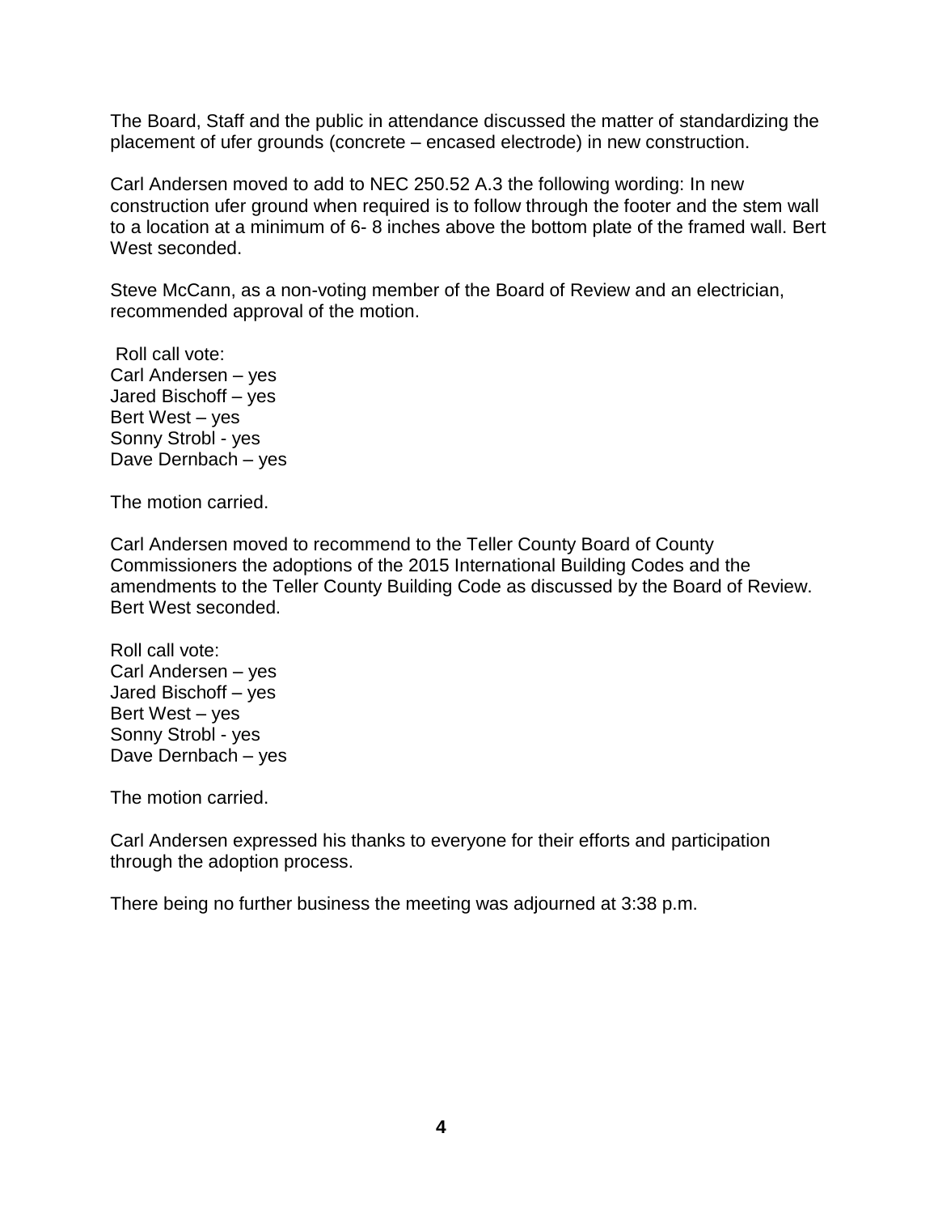The Board, Staff and the public in attendance discussed the matter of standardizing the placement of ufer grounds (concrete – encased electrode) in new construction.

Carl Andersen moved to add to NEC 250.52 A.3 the following wording: In new construction ufer ground when required is to follow through the footer and the stem wall to a location at a minimum of 6- 8 inches above the bottom plate of the framed wall. Bert West seconded.

Steve McCann, as a non-voting member of the Board of Review and an electrician, recommended approval of the motion.

Roll call vote:  
Carl Andersen – yes  
Jared Bischoff – yes  
Bert West – yes  
Sonny Strobl - yes  
Dave Dernbach – yes

The motion carried.

Carl Andersen moved to recommend to the Teller County Board of County Commissioners the adoptions of the 2015 International Building Codes and the amendments to the Teller County Building Code as discussed by the Board of Review. Bert West seconded.

Roll call vote:  
Carl Andersen – yes  
Jared Bischoff – yes  
Bert West – yes  
Sonny Strobl - yes  
Dave Dernbach – yes

The motion carried.

Carl Andersen expressed his thanks to everyone for their efforts and participation through the adoption process.

There being no further business the meeting was adjourned at 3:38 p.m.